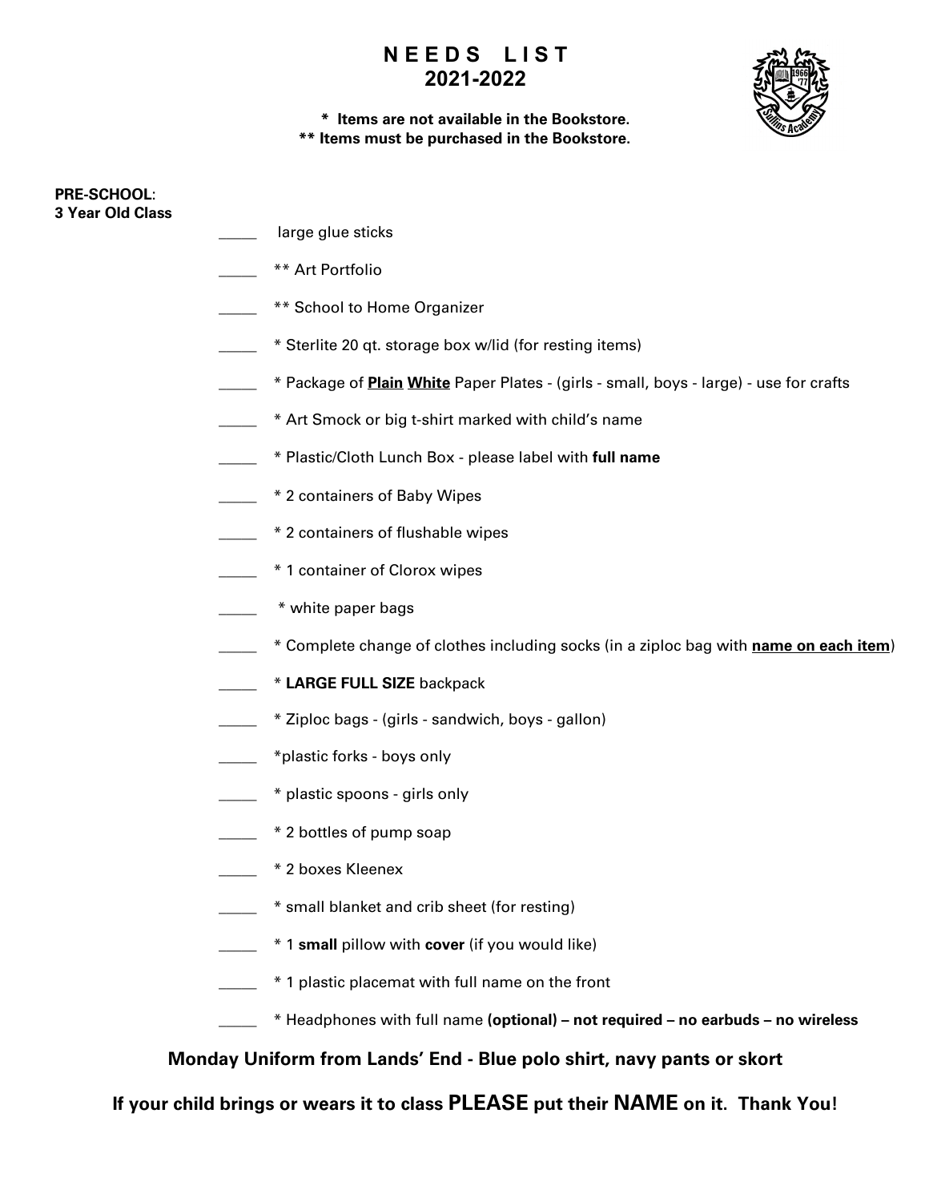# N E E D S L I S T
# 2021-2022

**\* Items are not available in the Bookstore.**
**\*\* Items must be purchased in the Bookstore.**

**PRE-SCHOOL**:
**3 Year Old Class**

- _____ large glue sticks
- _____ ** Art Portfolio
- _____ ** School to Home Organizer
- _____ * Sterlite 20 qt. storage box w/lid (for resting items)
- _____ * Package of **<u>Plain</u> <u>White</u>** Paper Plates - (girls - small, boys - large) - use for crafts
- _____ * Art Smock or big t-shirt marked with child's name
- _____ * Plastic/Cloth Lunch Box - please label with **full name**
- _____ * 2 containers of Baby Wipes
- _____ * 2 containers of flushable wipes
- _____ * 1 container of Clorox wipes
- _____ * white paper bags
- _____ * Complete change of clothes including socks (in a ziploc bag with **<u>name on each item</u>**)
- _____ * **LARGE FULL SIZE** backpack
- _____ * Ziploc bags - (girls - sandwich, boys - gallon)
- _____ *plastic forks - boys only
- _____ * plastic spoons - girls only
- _____ * 2 bottles of pump soap
- _____ * 2 boxes Kleenex
- _____ * small blanket and crib sheet (for resting)
- _____ * 1 **small** pillow with **cover** (if you would like)
- _____ * 1 plastic placemat with full name on the front
- _____ * Headphones with full name **(optional) – not required – no earbuds – no wireless**

**Monday Uniform from Lands' End - Blue polo shirt, navy pants or skort**

**If your child brings or wears it to class PLEASE put their NAME on it. Thank You!**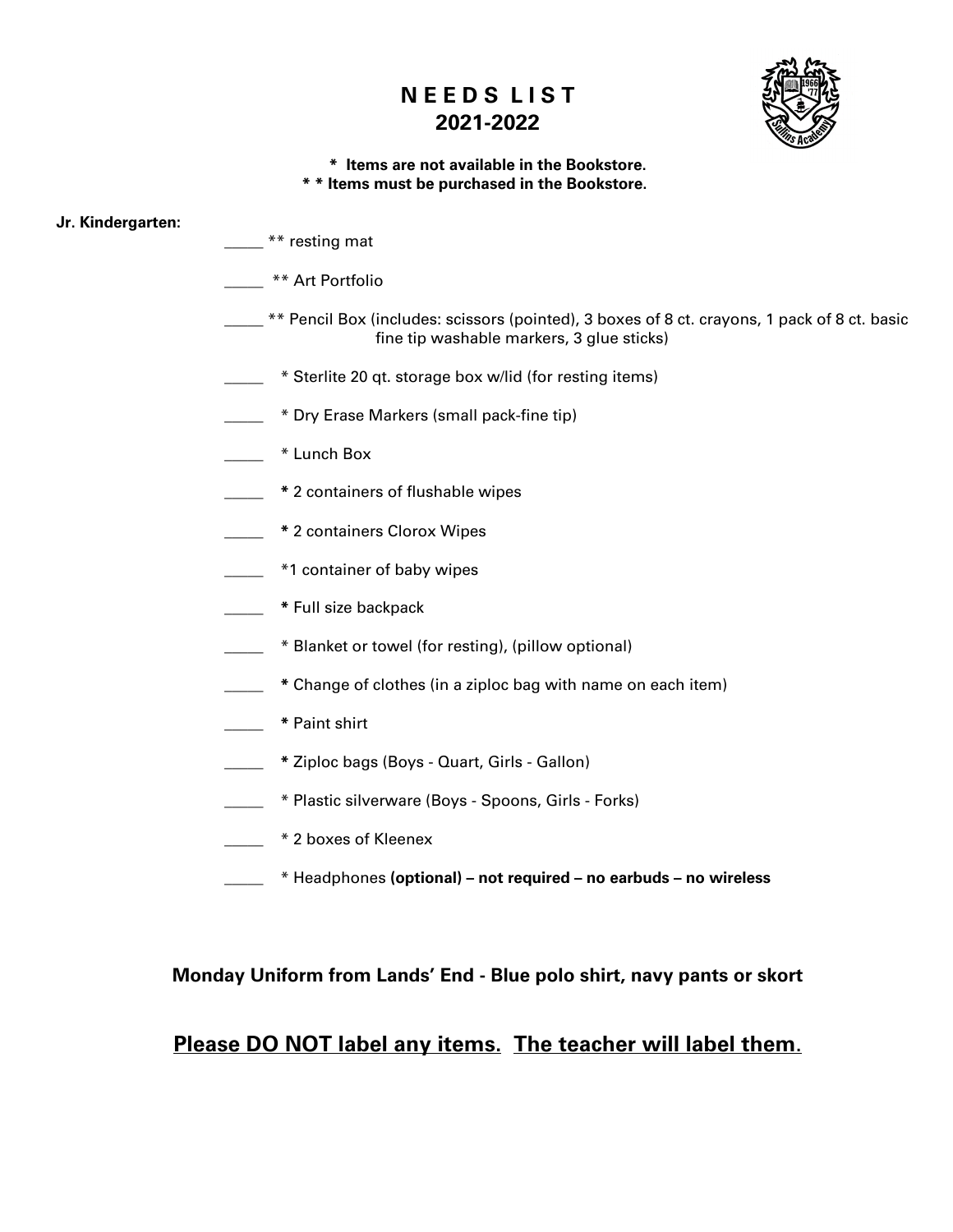# NEEDS LIST
## 2021-2022

**\* Items are not available in the Bookstore.**
**\* \* Items must be purchased in the Bookstore.**

**Jr. Kindergarten:**

- _____ ** resting mat
- _____ ** Art Portfolio
- _____ ** Pencil Box (includes: scissors (pointed), 3 boxes of 8 ct. crayons, 1 pack of 8 ct. basic fine tip washable markers, 3 glue sticks)
- _____ * Sterlite 20 qt. storage box w/lid (for resting items)
- _____ * Dry Erase Markers (small pack-fine tip)
- _____ * Lunch Box
- _____ **\*** 2 containers of flushable wipes
- _____ **\*** 2 containers Clorox Wipes
- _____ *1 container of baby wipes
- _____ **\*** Full size backpack
- _____ * Blanket or towel (for resting), (pillow optional)
- _____ **\*** Change of clothes (in a ziploc bag with name on each item)
- _____ **\*** Paint shirt
- _____ **\*** Ziploc bags (Boys - Quart, Girls - Gallon)
- _____ * Plastic silverware (Boys - Spoons, Girls - Forks)
- _____ * 2 boxes of Kleenex
- _____ * Headphones **(optional) – not required – no earbuds – no wireless**

**Monday Uniform from Lands' End - Blue polo shirt, navy pants or skort**

**<u>Please DO NOT label any items. The teacher will label them</u>.**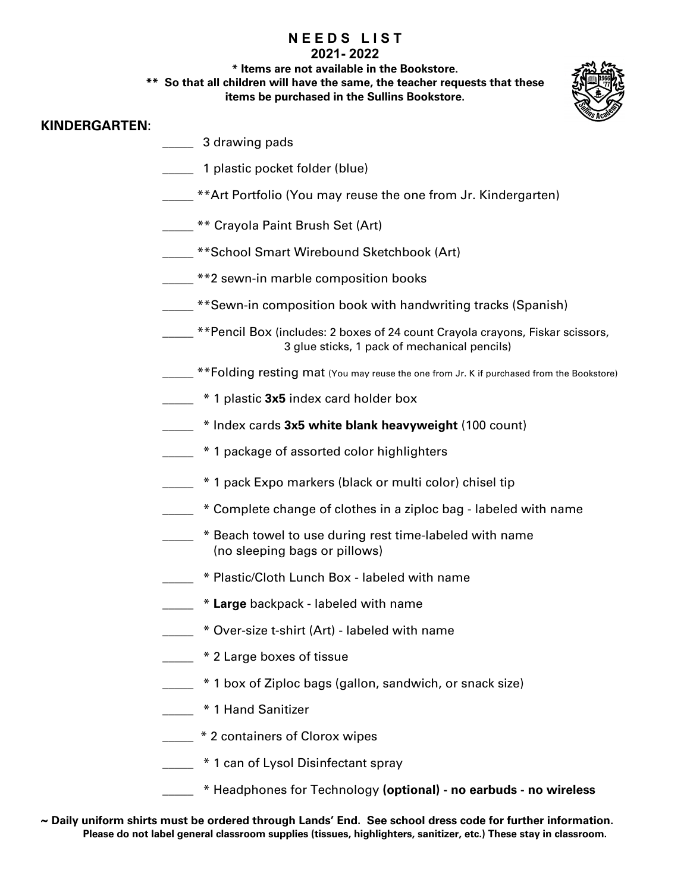# NEEDS LIST
## 2021- 2022

**\* Items are not available in the Bookstore.**
**\*\* So that all children will have the same, the teacher requests that these items be purchased in the Sullins Bookstore.**

## KINDERGARTEN:

- _____ 3 drawing pads
- _____ 1 plastic pocket folder (blue)
- _____ **Art Portfolio (You may reuse the one from Jr. Kindergarten)
- _____ ** Crayola Paint Brush Set (Art)
- _____ **School Smart Wirebound Sketchbook (Art)
- _____ **2 sewn-in marble composition books
- _____ **Sewn-in composition book with handwriting tracks (Spanish)
- _____ **Pencil Box (includes: 2 boxes of 24 count Crayola crayons, Fiskar scissors, 3 glue sticks, 1 pack of mechanical pencils)
- _____ **Folding resting mat (You may reuse the one from Jr. K if purchased from the Bookstore)
- _____ * 1 plastic **3x5** index card holder box
- _____ * Index cards **3x5 white blank heavyweight** (100 count)
- _____ * 1 package of assorted color highlighters
- _____ * 1 pack Expo markers (black or multi color) chisel tip
- _____ * Complete change of clothes in a ziploc bag - labeled with name
- _____ * Beach towel to use during rest time-labeled with name (no sleeping bags or pillows)
- _____ * Plastic/Cloth Lunch Box - labeled with name
- _____ * **Large** backpack - labeled with name
- _____ * Over-size t-shirt (Art) - labeled with name
- _____ * 2 Large boxes of tissue
- _____ * 1 box of Ziploc bags (gallon, sandwich, or snack size)
- _____ * 1 Hand Sanitizer
- _____ * 2 containers of Clorox wipes
- _____ * 1 can of Lysol Disinfectant spray
- _____ * Headphones for Technology **(optional) - no earbuds - no wireless**

**~ Daily uniform shirts must be ordered through Lands' End. See school dress code for further information.**
**Please do not label general classroom supplies (tissues, highlighters, sanitizer, etc.) These stay in classroom.**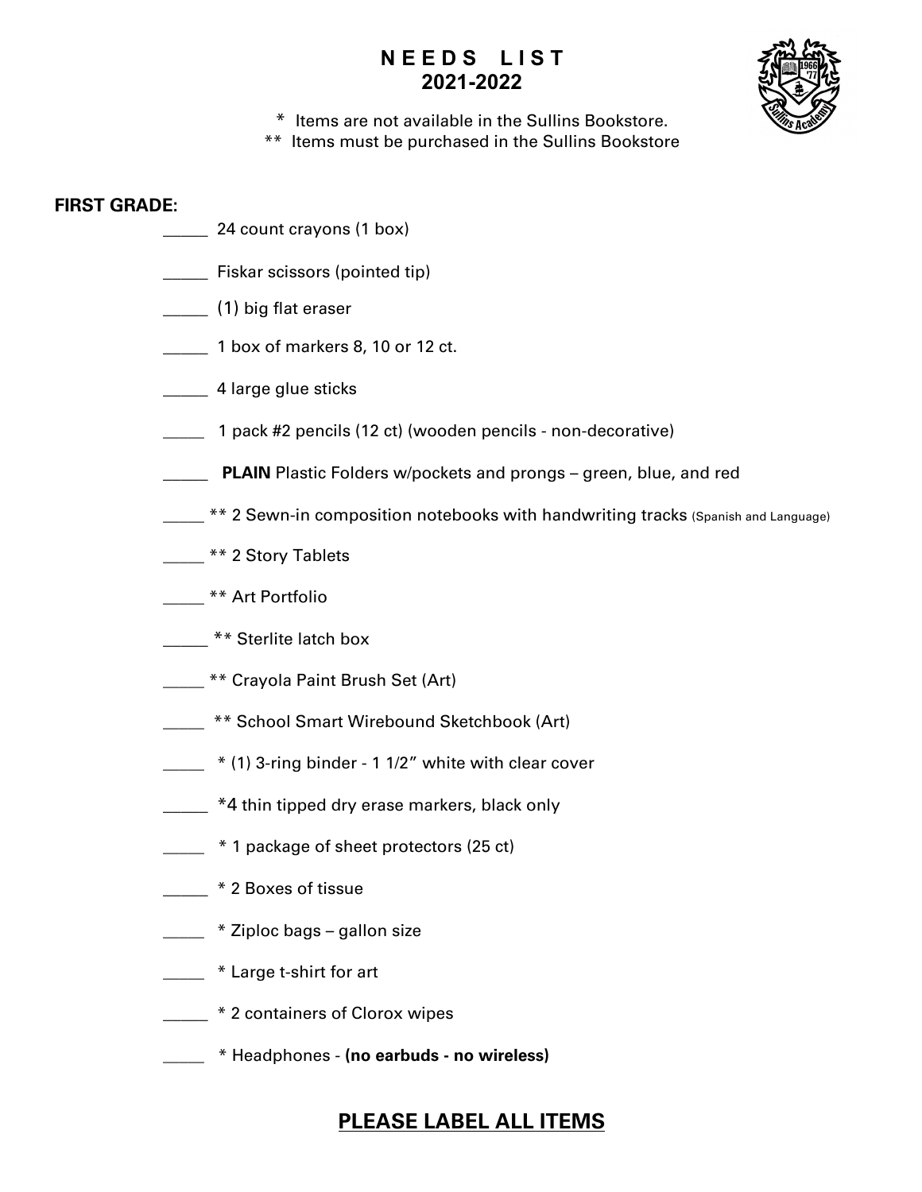# N E E D S L I S T
## 2021-2022

\* Items are not available in the Sullins Bookstore.
\*\* Items must be purchased in the Sullins Bookstore

**FIRST GRADE:**

_____ 24 count crayons (1 box)

_____ Fiskar scissors (pointed tip)

_____ (1) big flat eraser

_____ 1 box of markers 8, 10 or 12 ct.

_____ 4 large glue sticks

_____ 1 pack #2 pencils (12 ct) (wooden pencils - non-decorative)

_____ **PLAIN** Plastic Folders w/pockets and prongs – green, blue, and red

_____ ** 2 Sewn-in composition notebooks with handwriting tracks (Spanish and Language)

_____ ** 2 Story Tablets

_____ ** Art Portfolio

_____ ** Sterlite latch box

_____ ** Crayola Paint Brush Set (Art)

_____ ** School Smart Wirebound Sketchbook (Art)

_____ * (1) 3-ring binder - 1 1/2" white with clear cover

_____ *4 thin tipped dry erase markers, black only

_____ * 1 package of sheet protectors (25 ct)

_____ * 2 Boxes of tissue

_____ * Ziploc bags – gallon size

_____ * Large t-shirt for art

_____ * 2 containers of Clorox wipes

_____ * Headphones - **(no earbuds - no wireless)**

## PLEASE LABEL ALL ITEMS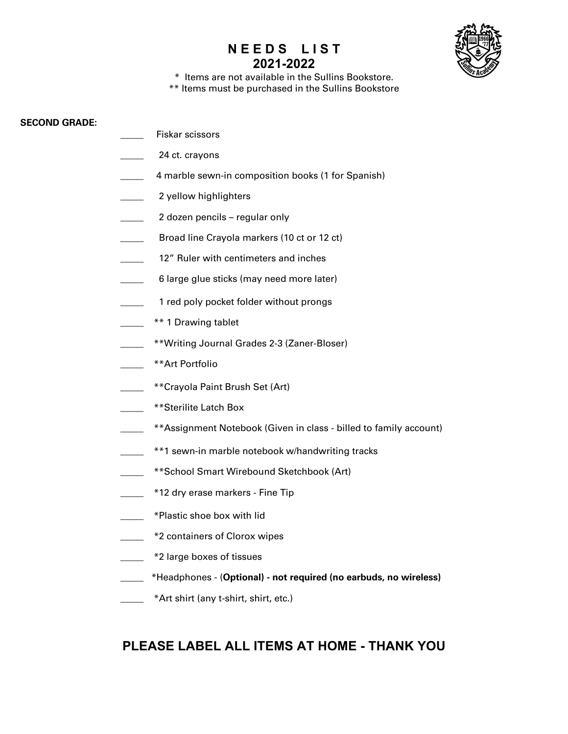# N E E D S L I S T
## 2021-2022

\* Items are not available in the Sullins Bookstore.
\*\* Items must be purchased in the Sullins Bookstore

**SECOND GRADE:**

- _____ Fiskar scissors
- _____ 24 ct. crayons
- _____ 4 marble sewn-in composition books (1 for Spanish)
- _____ 2 yellow highlighters
- _____ 2 dozen pencils – regular only
- _____ Broad line Crayola markers (10 ct or 12 ct)
- _____ 12" Ruler with centimeters and inches
- _____ 6 large glue sticks (may need more later)
- _____ 1 red poly pocket folder without prongs
- _____ ** 1 Drawing tablet
- _____ **Writing Journal Grades 2-3 (Zaner-Bloser)
- _____ **Art Portfolio
- _____ **Crayola Paint Brush Set (Art)
- _____ **Sterilite Latch Box
- _____ **Assignment Notebook (Given in class - billed to family account)
- _____ **1 sewn-in marble notebook w/handwriting tracks
- _____ **School Smart Wirebound Sketchbook (Art)
- _____ *12 dry erase markers - Fine Tip
- _____ *Plastic shoe box with lid
- _____ *2 containers of Clorox wipes
- _____ *2 large boxes of tissues
- _____ *Headphones - (**Optional) - not required (no earbuds, no wireless)**
- _____ *Art shirt (any t-shirt, shirt, etc.)

## PLEASE LABEL ALL ITEMS AT HOME - THANK YOU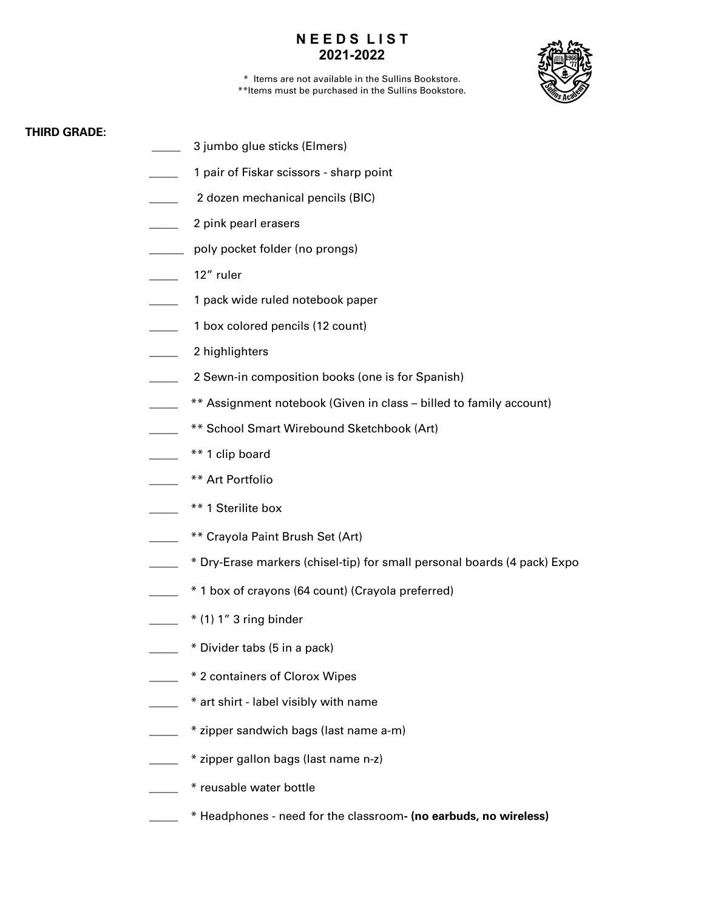# NEEDS LIST
## 2021-2022

\* Items are not available in the Sullins Bookstore.
\*\*Items must be purchased in the Sullins Bookstore.

**THIRD GRADE:**

- _____ 3 jumbo glue sticks (Elmers)
- _____ 1 pair of Fiskar scissors - sharp point
- _____ 2 dozen mechanical pencils (BIC)
- _____ 2 pink pearl erasers
- ______ poly pocket folder (no prongs)
- _____ 12" ruler
- _____ 1 pack wide ruled notebook paper
- _____ 1 box colored pencils (12 count)
- _____ 2 highlighters
- _____ 2 Sewn-in composition books (one is for Spanish)
- _____ ** Assignment notebook (Given in class – billed to family account)
- _____ ** School Smart Wirebound Sketchbook (Art)
- _____ ** 1 clip board
- _____ ** Art Portfolio
- _____ ** 1 Sterilite box
- _____ ** Crayola Paint Brush Set (Art)
- _____ * Dry-Erase markers (chisel-tip) for small personal boards (4 pack) Expo
- _____ * 1 box of crayons (64 count) (Crayola preferred)
- _____ * (1) 1" 3 ring binder
- _____ * Divider tabs (5 in a pack)
- _____ * 2 containers of Clorox Wipes
- _____ * art shirt - label visibly with name
- _____ * zipper sandwich bags (last name a-m)
- _____ * zipper gallon bags (last name n-z)
- _____ * reusable water bottle
- _____ * Headphones - need for the classroom**- (no earbuds, no wireless)**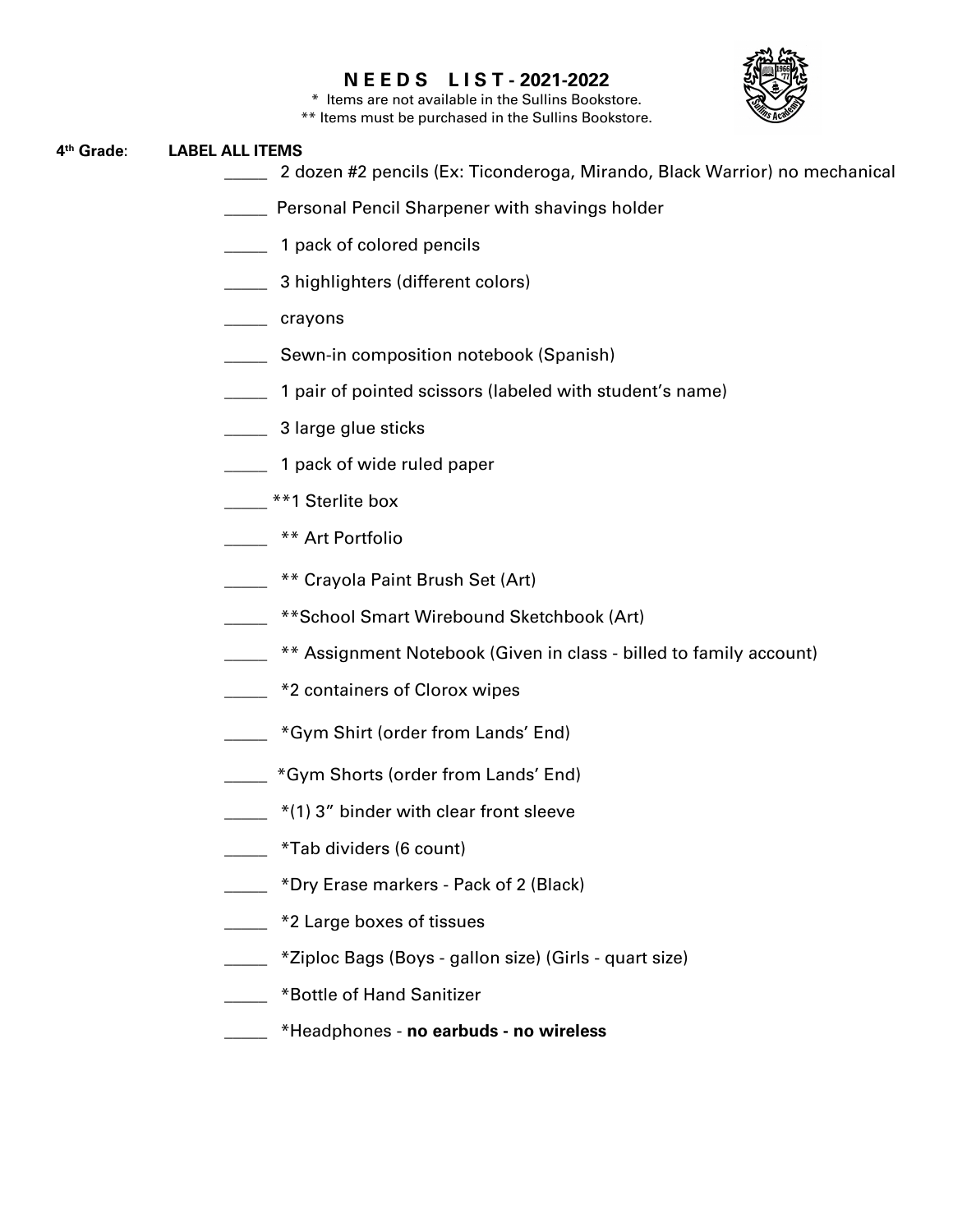# N E E D S L I S T - 2021-2022

\* Items are not available in the Sullins Bookstore.
\*\* Items must be purchased in the Sullins Bookstore.

**4th Grade**: **LABEL ALL ITEMS**

- _____ 2 dozen #2 pencils (Ex: Ticonderoga, Mirando, Black Warrior) no mechanical
- _____ Personal Pencil Sharpener with shavings holder
- _____ 1 pack of colored pencils
- _____ 3 highlighters (different colors)
- _____ crayons
- _____ Sewn-in composition notebook (Spanish)
- _____ 1 pair of pointed scissors (labeled with student's name)
- _____ 3 large glue sticks
- _____ 1 pack of wide ruled paper
- _____ **1 Sterlite box
- _____ ** Art Portfolio
- _____ ** Crayola Paint Brush Set (Art)
- _____ **School Smart Wirebound Sketchbook (Art)
- _____ ** Assignment Notebook (Given in class - billed to family account)
- _____ *2 containers of Clorox wipes
- _____ *Gym Shirt (order from Lands' End)
- _____ *Gym Shorts (order from Lands' End)
- _____ *(1) 3" binder with clear front sleeve
- _____ *Tab dividers (6 count)
- _____ *Dry Erase markers - Pack of 2 (Black)
- _____ *2 Large boxes of tissues
- _____ *Ziploc Bags (Boys - gallon size) (Girls - quart size)
- _____ *Bottle of Hand Sanitizer
- _____ *Headphones - **no earbuds - no wireless**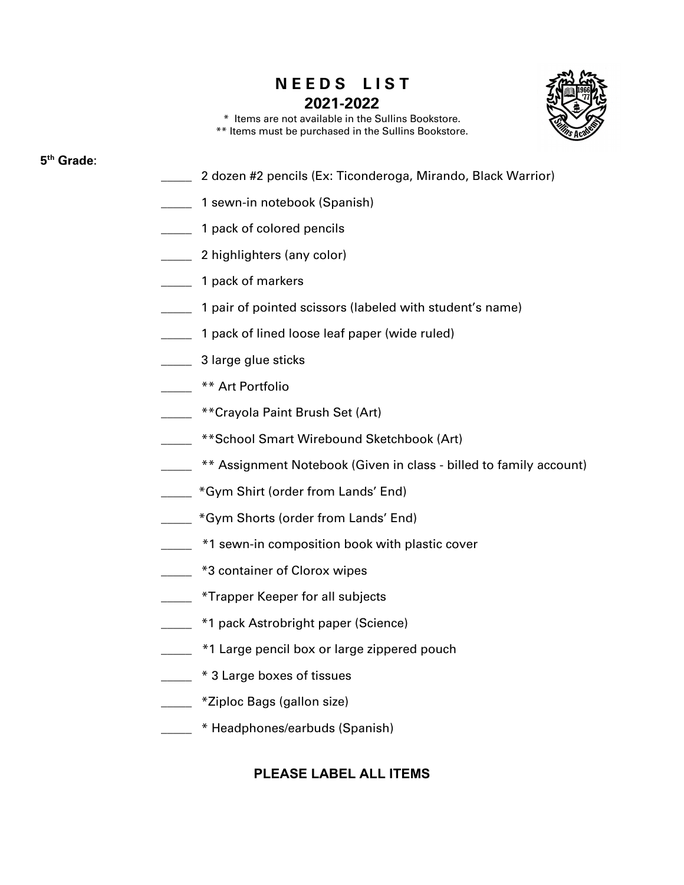# NEEDS LIST
## 2021-2022

\* Items are not available in the Sullins Bookstore.
** Items must be purchased in the Sullins Bookstore.

**5th Grade**:

- _____ 2 dozen #2 pencils (Ex: Ticonderoga, Mirando, Black Warrior)
- _____ 1 sewn-in notebook (Spanish)
- _____ 1 pack of colored pencils
- _____ 2 highlighters (any color)
- _____ 1 pack of markers
- _____ 1 pair of pointed scissors (labeled with student's name)
- _____ 1 pack of lined loose leaf paper (wide ruled)
- _____ 3 large glue sticks
- _____ ** Art Portfolio
- _____ **Crayola Paint Brush Set (Art)
- _____ **School Smart Wirebound Sketchbook (Art)
- _____ ** Assignment Notebook (Given in class - billed to family account)
- _____ *Gym Shirt (order from Lands' End)
- _____ *Gym Shorts (order from Lands' End)
- _____ *1 sewn-in composition book with plastic cover
- _____ *3 container of Clorox wipes
- _____ *Trapper Keeper for all subjects
- _____ *1 pack Astrobright paper (Science)
- _____ *1 Large pencil box or large zippered pouch
- _____ * 3 Large boxes of tissues
- _____ *Ziploc Bags (gallon size)
- _____ * Headphones/earbuds (Spanish)

**PLEASE LABEL ALL ITEMS**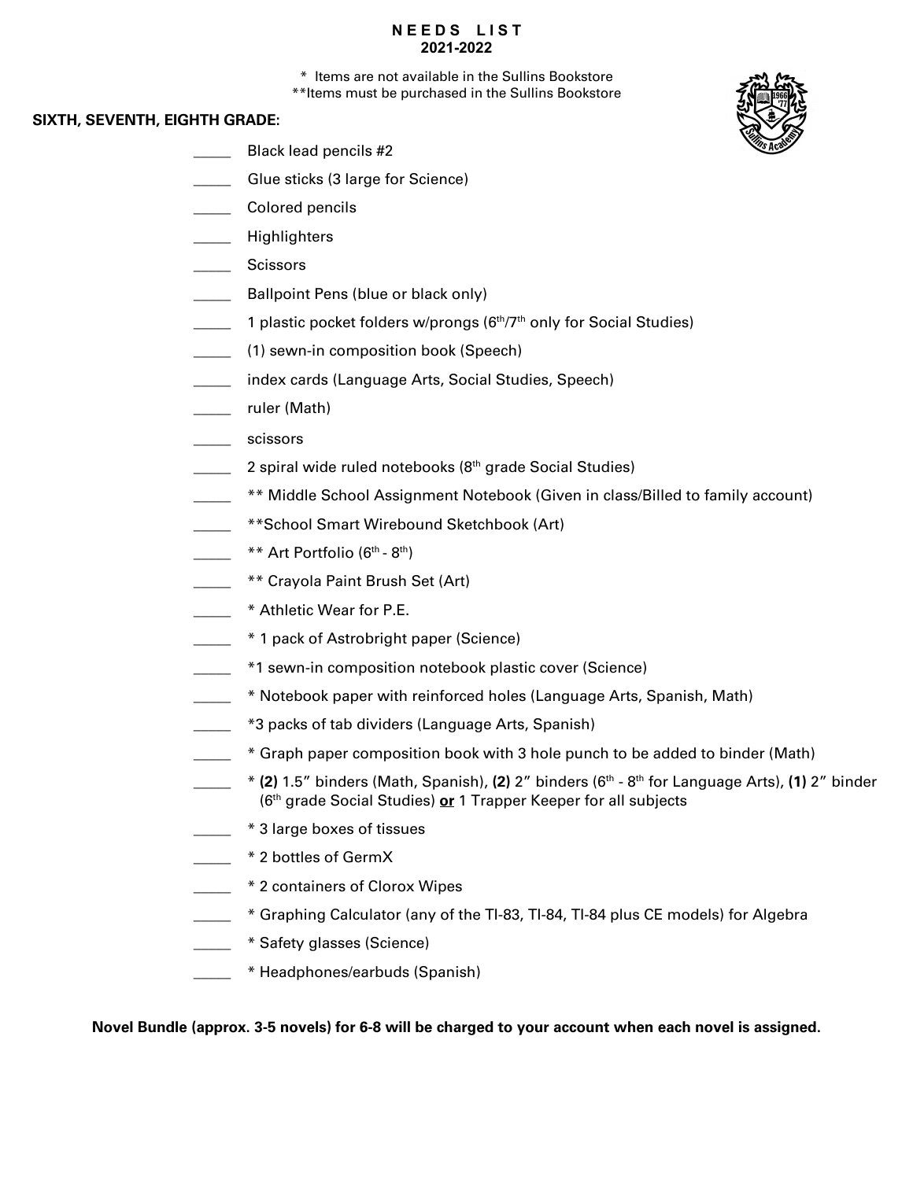# NEEDS LIST
## 2021-2022

\* Items are not available in the Sullins Bookstore
\*\*Items must be purchased in the Sullins Bookstore

**SIXTH, SEVENTH, EIGHTH GRADE:**

- _____ Black lead pencils #2
- _____ Glue sticks (3 large for Science)
- _____ Colored pencils
- _____ Highlighters
- _____ Scissors
- _____ Ballpoint Pens (blue or black only)
- _____ 1 plastic pocket folders w/prongs (6th/7th only for Social Studies)
- _____ (1) sewn-in composition book (Speech)
- _____ index cards (Language Arts, Social Studies, Speech)
- _____ ruler (Math)
- _____ scissors
- _____ 2 spiral wide ruled notebooks (8th grade Social Studies)
- _____ ** Middle School Assignment Notebook (Given in class/Billed to family account)
- _____ **School Smart Wirebound Sketchbook (Art)
- _____ ** Art Portfolio (6th - 8th)
- _____ ** Crayola Paint Brush Set (Art)
- _____ * Athletic Wear for P.E.
- _____ * 1 pack of Astrobright paper (Science)
- _____ *1 sewn-in composition notebook plastic cover (Science)
- _____ * Notebook paper with reinforced holes (Language Arts, Spanish, Math)
- _____ *3 packs of tab dividers (Language Arts, Spanish)
- _____ * Graph paper composition book with 3 hole punch to be added to binder (Math)
- _____ * **(2)** 1.5" binders (Math, Spanish), **(2)** 2" binders (6th - 8th for Language Arts), **(1)** 2" binder (6th grade Social Studies) **or** 1 Trapper Keeper for all subjects
- _____ * 3 large boxes of tissues
- _____ * 2 bottles of GermX
- _____ * 2 containers of Clorox Wipes
- _____ * Graphing Calculator (any of the TI-83, TI-84, TI-84 plus CE models) for Algebra
- _____ * Safety glasses (Science)
- _____ * Headphones/earbuds (Spanish)

**Novel Bundle (approx. 3-5 novels) for 6-8 will be charged to your account when each novel is assigned.**